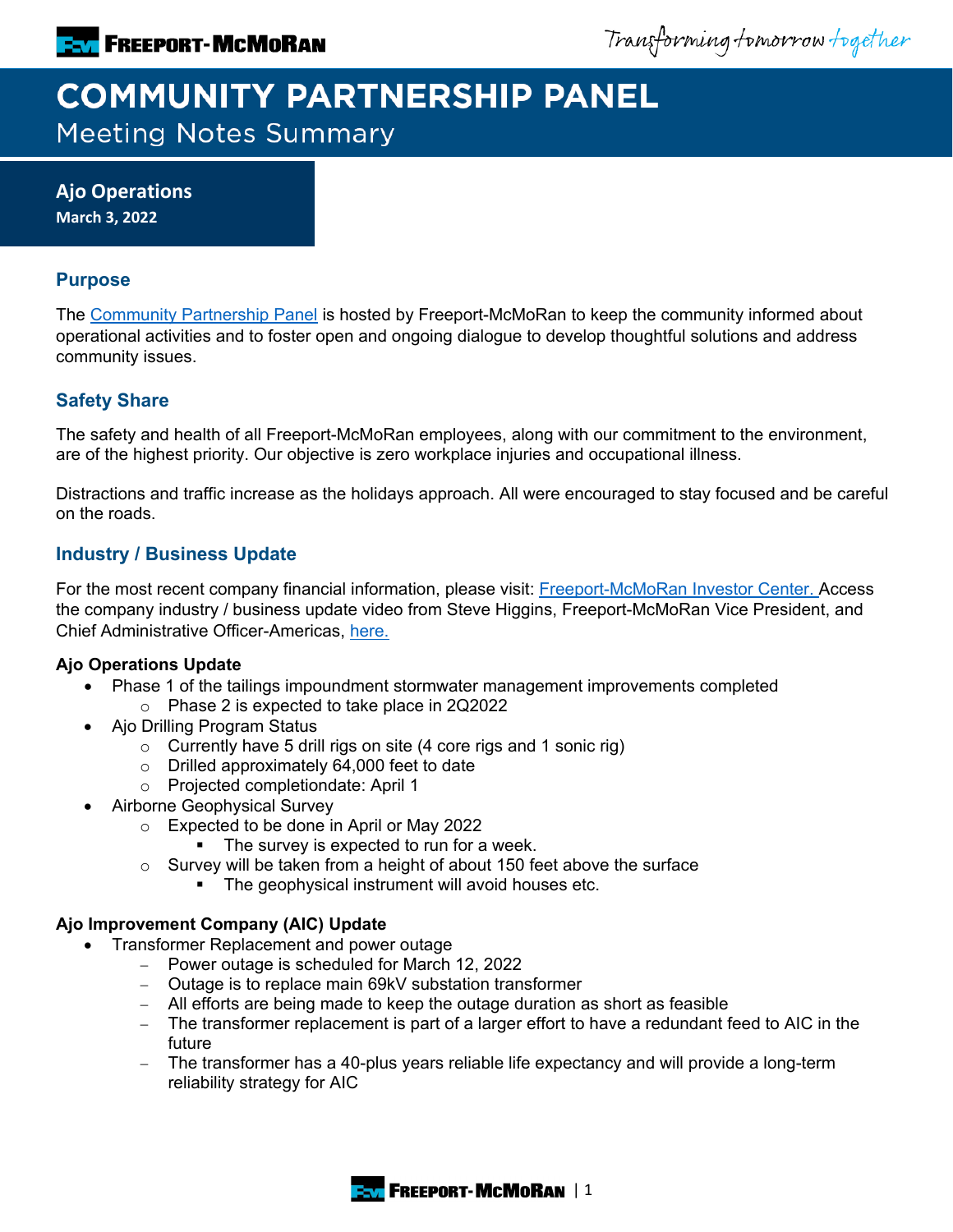# COMMUNITY PARTNERSHIP PANEL

Meeting Notes Summary

**Ajo Operations**
**March 3, 2022**

## Purpose

The Community Partnership Panel is hosted by Freeport-McMoRan to keep the community informed about operational activities and to foster open and ongoing dialogue to develop thoughtful solutions and address community issues.

## Safety Share

The safety and health of all Freeport-McMoRan employees, along with our commitment to the environment, are of the highest priority. Our objective is zero workplace injuries and occupational illness.

Distractions and traffic increase as the holidays approach. All were encouraged to stay focused and be careful on the roads.

## Industry / Business Update

For the most recent company financial information, please visit: Freeport-McMoRan Investor Center. Access the company industry / business update video from Steve Higgins, Freeport-McMoRan Vice President, and Chief Administrative Officer-Americas, here.

**Ajo Operations Update**

- Phase 1 of the tailings impoundment stormwater management improvements completed
  - Phase 2 is expected to take place in 2Q2022
- Ajo Drilling Program Status
  - Currently have 5 drill rigs on site (4 core rigs and 1 sonic rig)
  - Drilled approximately 64,000 feet to date
  - Projected completiondate: April 1
- Airborne Geophysical Survey
  - Expected to be done in April or May 2022
    - The survey is expected to run for a week.
  - Survey will be taken from a height of about 150 feet above the surface
    - The geophysical instrument will avoid houses etc.

**Ajo Improvement Company (AIC) Update**

- Transformer Replacement and power outage
  - Power outage is scheduled for March 12, 2022
  - Outage is to replace main 69kV substation transformer
  - All efforts are being made to keep the outage duration as short as feasible
  - The transformer replacement is part of a larger effort to have a redundant feed to AIC in the future
  - The transformer has a 40-plus years reliable life expectancy and will provide a long-term reliability strategy for AIC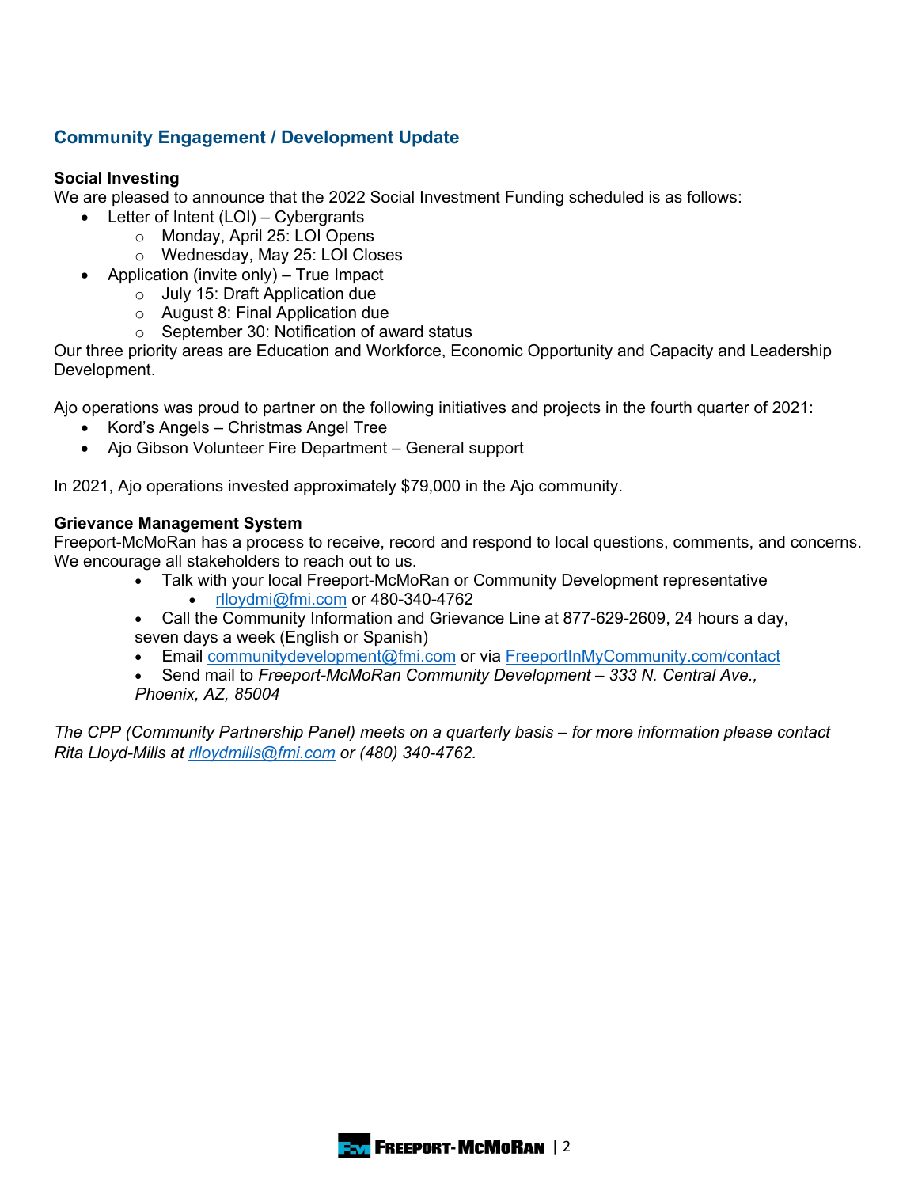## Community Engagement / Development Update

**Social Investing**

We are pleased to announce that the 2022 Social Investment Funding scheduled is as follows:

- Letter of Intent (LOI) – Cybergrants
  - Monday, April 25: LOI Opens
  - Wednesday, May 25: LOI Closes
- Application (invite only) – True Impact
  - July 15: Draft Application due
  - August 8: Final Application due
  - September 30: Notification of award status

Our three priority areas are Education and Workforce, Economic Opportunity and Capacity and Leadership Development.

Ajo operations was proud to partner on the following initiatives and projects in the fourth quarter of 2021:

- Kord's Angels – Christmas Angel Tree
- Ajo Gibson Volunteer Fire Department – General support

In 2021, Ajo operations invested approximately $79,000 in the Ajo community.

**Grievance Management System**

Freeport-McMoRan has a process to receive, record and respond to local questions, comments, and concerns. We encourage all stakeholders to reach out to us.

- Talk with your local Freeport-McMoRan or Community Development representative
  - rlloydmi@fmi.com or 480-340-4762
- Call the Community Information and Grievance Line at 877-629-2609, 24 hours a day, seven days a week (English or Spanish)
- Email communitydevelopment@fmi.com or via FreeportInMyCommunity.com/contact
- Send mail to *Freeport-McMoRan Community Development – 333 N. Central Ave., Phoenix, AZ, 85004*

*The CPP (Community Partnership Panel) meets on a quarterly basis – for more information please contact Rita Lloyd-Mills at rlloydmills@fmi.com or (480) 340-4762.*